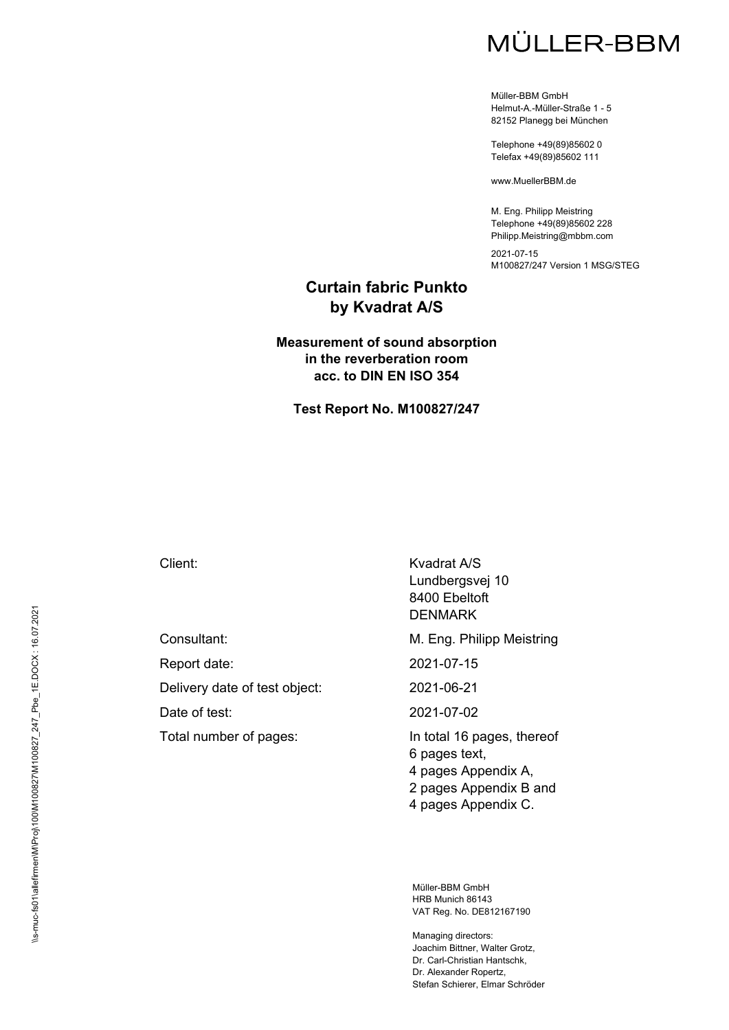MÜLLER-BBM

Müller-BBM GmbH
Helmut-A.-Müller-Straße 1 - 5
82152 Planegg bei München

Telephone +49(89)85602 0
Telefax +49(89)85602 111

www.MuellerBBM.de

M. Eng. Philipp Meistring
Telephone +49(89)85602 228
Philipp.Meistring@mbbm.com

2021-07-15
M100827/247 Version 1 MSG/STEG

# Curtain fabric Punkto by Kvadrat A/S

## Measurement of sound absorption in the reverberation room acc. to DIN EN ISO 354

### Test Report No. M100827/247

| | |
|---|---|
| Client: | Kvadrat A/S<br>Lundbergsvej 10<br>8400 Ebeltoft<br>DENMARK |
| Consultant: | M. Eng. Philipp Meistring |
| Report date: | 2021-07-15 |
| Delivery date of test object: | 2021-06-21 |
| Date of test: | 2021-07-02 |
| Total number of pages: | In total 16 pages, thereof<br>6 pages text,<br>4 pages Appendix A,<br>2 pages Appendix B and<br>4 pages Appendix C. |

\\s-muc-fs01\allefirmen\M\Proj\100\M100827\M100827_247_Pbe_1E.DOCX : 16.07.2021

Müller-BBM GmbH
HRB Munich 86143
VAT Reg. No. DE812167190

Managing directors:
Joachim Bittner, Walter Grotz,
Dr. Carl-Christian Hantschk,
Dr. Alexander Ropertz,
Stefan Schierer, Elmar Schröder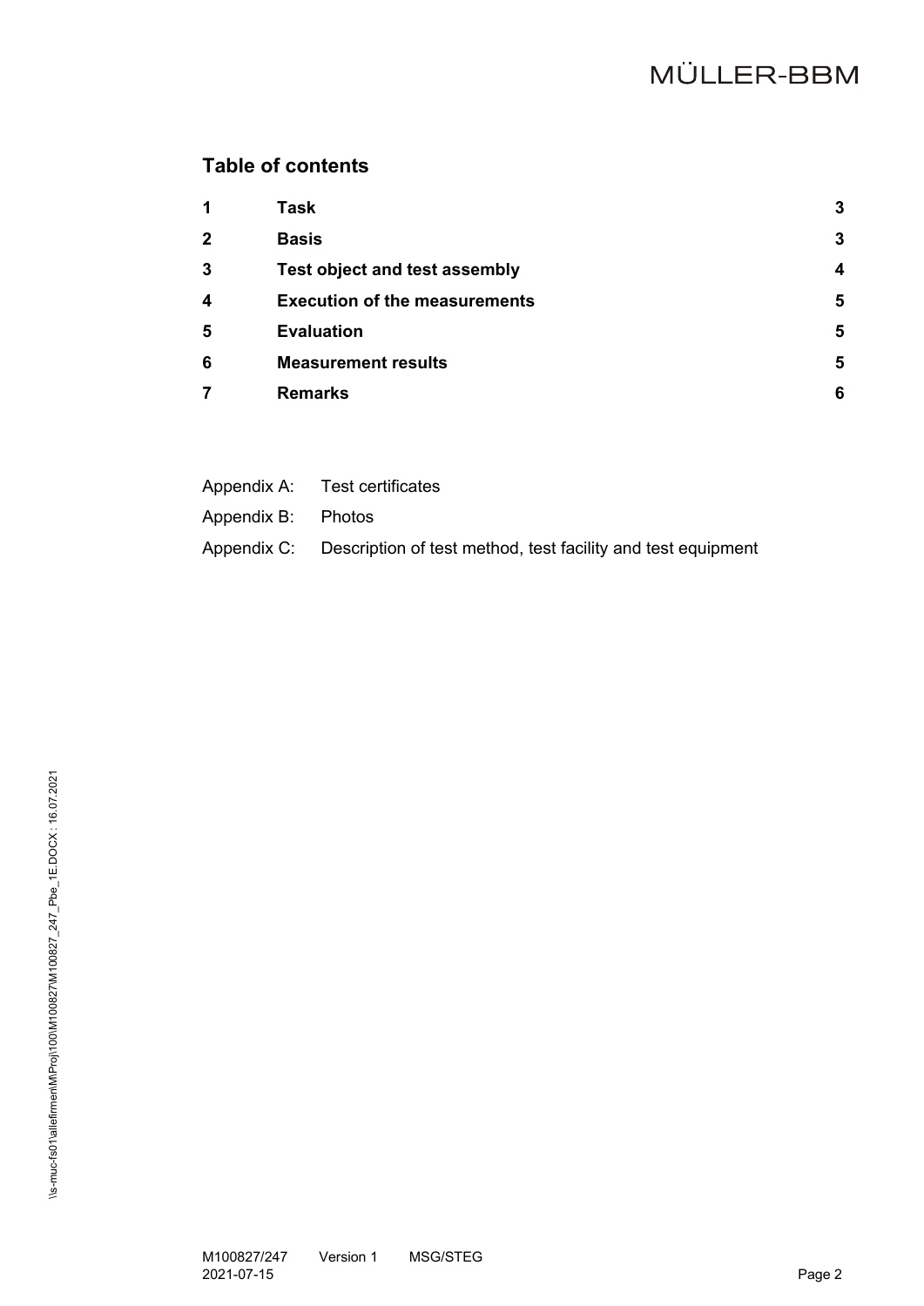## Table of contents

| | | |
|---|---|---|
| **1** | **Task** | **3** |
| **2** | **Basis** | **3** |
| **3** | **Test object and test assembly** | **4** |
| **4** | **Execution of the measurements** | **5** |
| **5** | **Evaluation** | **5** |
| **6** | **Measurement results** | **5** |
| **7** | **Remarks** | **6** |

Appendix A: Test certificates

Appendix B: Photos

Appendix C: Description of test method, test facility and test equipment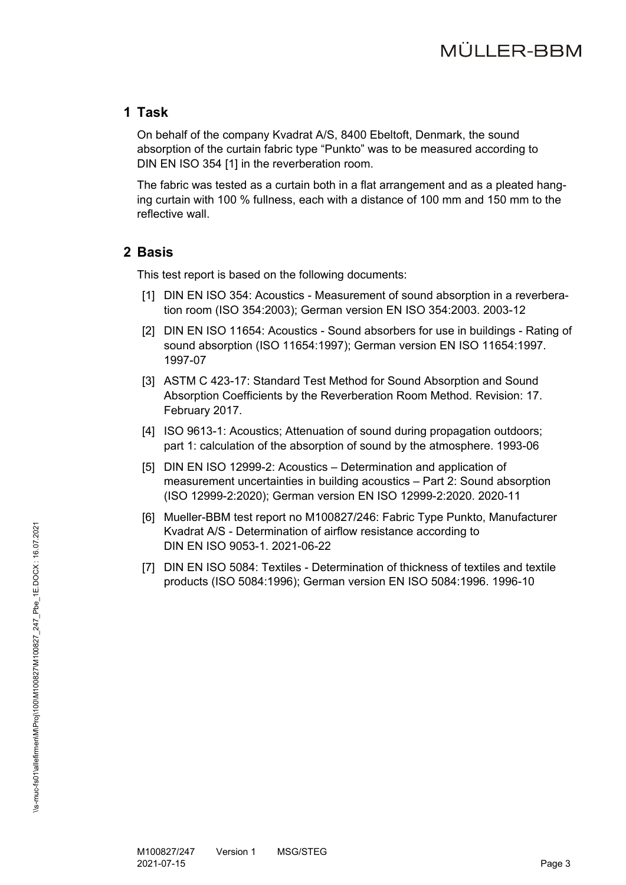## 1 Task

On behalf of the company Kvadrat A/S, 8400 Ebeltoft, Denmark, the sound absorption of the curtain fabric type "Punkto" was to be measured according to DIN EN ISO 354 [1] in the reverberation room.

The fabric was tested as a curtain both in a flat arrangement and as a pleated hanging curtain with 100 % fullness, each with a distance of 100 mm and 150 mm to the reflective wall.

## 2 Basis

This test report is based on the following documents:

[1] DIN EN ISO 354: Acoustics - Measurement of sound absorption in a reverberation room (ISO 354:2003); German version EN ISO 354:2003. 2003-12

[2] DIN EN ISO 11654: Acoustics - Sound absorbers for use in buildings - Rating of sound absorption (ISO 11654:1997); German version EN ISO 11654:1997. 1997-07

[3] ASTM C 423-17: Standard Test Method for Sound Absorption and Sound Absorption Coefficients by the Reverberation Room Method. Revision: 17. February 2017.

[4] ISO 9613-1: Acoustics; Attenuation of sound during propagation outdoors; part 1: calculation of the absorption of sound by the atmosphere. 1993-06

[5] DIN EN ISO 12999-2: Acoustics – Determination and application of measurement uncertainties in building acoustics – Part 2: Sound absorption (ISO 12999-2:2020); German version EN ISO 12999-2:2020. 2020-11

[6] Mueller-BBM test report no M100827/246: Fabric Type Punkto, Manufacturer Kvadrat A/S - Determination of airflow resistance according to DIN EN ISO 9053-1. 2021-06-22

[7] DIN EN ISO 5084: Textiles - Determination of thickness of textiles and textile products (ISO 5084:1996); German version EN ISO 5084:1996. 1996-10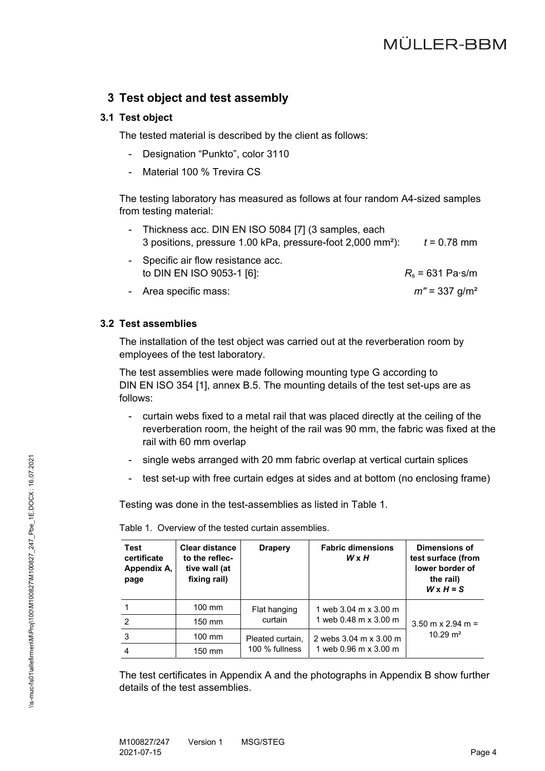## 3 Test object and test assembly

### 3.1 Test object

The tested material is described by the client as follows:

- Designation “Punkto”, color 3110
- Material 100 % Trevira CS

The testing laboratory has measured as follows at four random A4-sized samples from testing material:

- Thickness acc. DIN EN ISO 5084 [7] (3 samples, each 3 positions, pressure 1.00 kPa, pressure-foot 2,000 mm²): $t$ = 0.78 mm
- Specific air flow resistance acc. to DIN EN ISO 9053-1 [6]: $R_s$ = 631 Pa·s/m
- Area specific mass: $m''$ = 337 g/m²

### 3.2 Test assemblies

The installation of the test object was carried out at the reverberation room by employees of the test laboratory.

The test assemblies were made following mounting type G according to DIN EN ISO 354 [1], annex B.5. The mounting details of the test set-ups are as follows:

- curtain webs fixed to a metal rail that was placed directly at the ceiling of the reverberation room, the height of the rail was 90 mm, the fabric was fixed at the rail with 60 mm overlap
- single webs arranged with 20 mm fabric overlap at vertical curtain splices
- test set-up with free curtain edges at sides and at bottom (no enclosing frame)

Testing was done in the test-assemblies as listed in Table 1.

Table 1. Overview of the tested curtain assemblies.

| Test certificate Appendix A, page | Clear distance to the reflective wall (at fixing rail) | Drapery | Fabric dimensions $W$ x $H$ | Dimensions of test surface (from lower border of the rail) $W$ x $H$ = $S$ |
|---|---|---|---|---|
| 1 | 100 mm | Flat hanging curtain | 1 web 3.04 m x 3.00 m<br>1 web 0.48 m x 3.00 m | 3.50 m x 2.94 m = 10.29 m² |
| 2 | 150 mm | | | |
| 3 | 100 mm | Pleated curtain, 100 % fullness | 2 webs 3.04 m x 3.00 m<br>1 web 0.96 m x 3.00 m | |
| 4 | 150 mm | | | |

The test certificates in Appendix A and the photographs in Appendix B show further details of the test assemblies.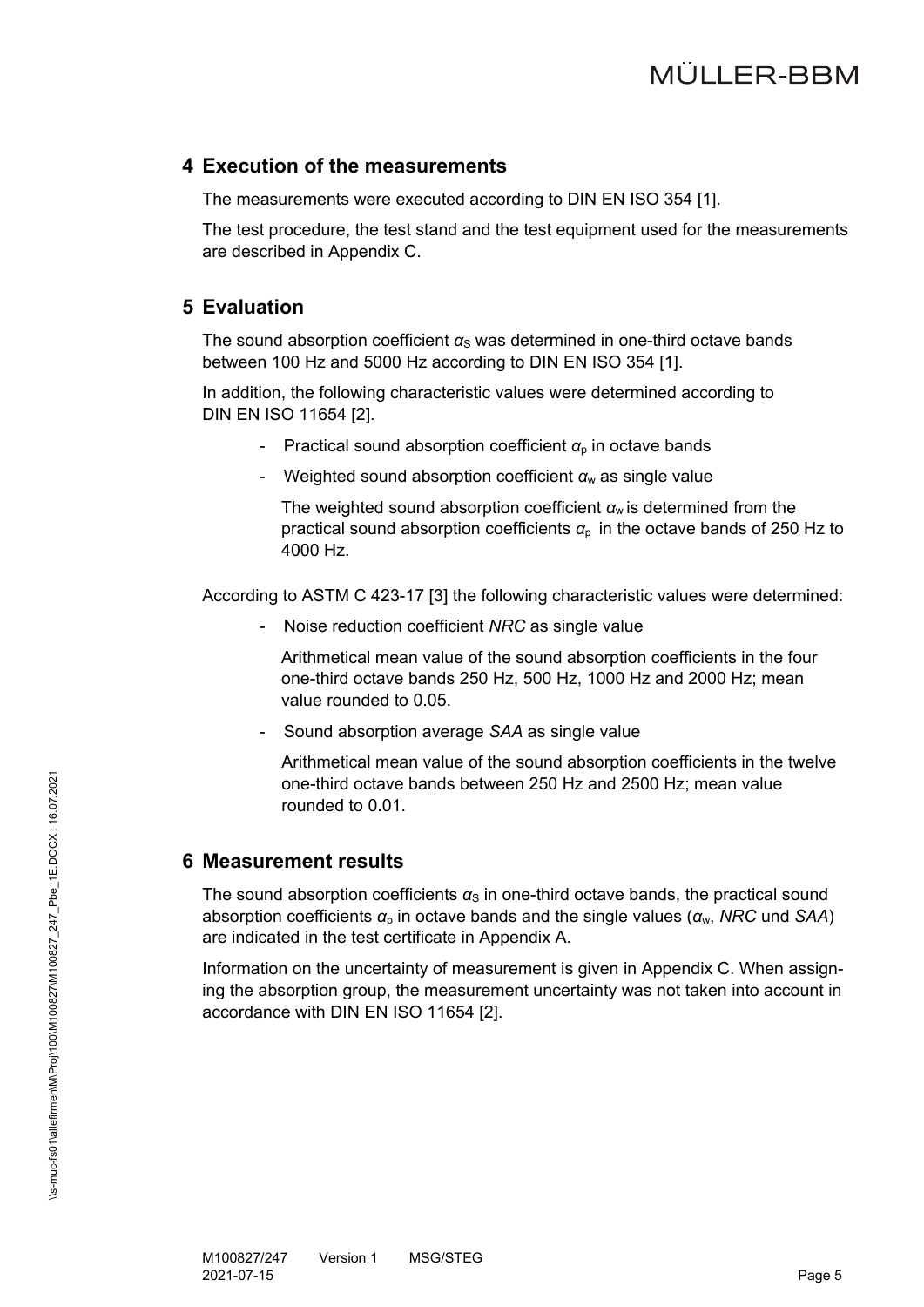## 4 Execution of the measurements

The measurements were executed according to DIN EN ISO 354 [1].

The test procedure, the test stand and the test equipment used for the measurements are described in Appendix C.

## 5 Evaluation

The sound absorption coefficient $\alpha_S$ was determined in one-third octave bands between 100 Hz and 5000 Hz according to DIN EN ISO 354 [1].

In addition, the following characteristic values were determined according to DIN EN ISO 11654 [2].

- Practical sound absorption coefficient $\alpha_p$ in octave bands
- Weighted sound absorption coefficient $\alpha_w$ as single value

  The weighted sound absorption coefficient $\alpha_w$ is determined from the practical sound absorption coefficients $\alpha_p$ in the octave bands of 250 Hz to 4000 Hz.

According to ASTM C 423-17 [3] the following characteristic values were determined:

- Noise reduction coefficient *NRC* as single value

  Arithmetical mean value of the sound absorption coefficients in the four one-third octave bands 250 Hz, 500 Hz, 1000 Hz and 2000 Hz; mean value rounded to 0.05.

- Sound absorption average *SAA* as single value

  Arithmetical mean value of the sound absorption coefficients in the twelve one-third octave bands between 250 Hz and 2500 Hz; mean value rounded to 0.01.

## 6 Measurement results

The sound absorption coefficients $\alpha_S$ in one-third octave bands, the practical sound absorption coefficients $\alpha_p$ in octave bands and the single values ($\alpha_w$, *NRC* und *SAA*) are indicated in the test certificate in Appendix A.

Information on the uncertainty of measurement is given in Appendix C. When assigning the absorption group, the measurement uncertainty was not taken into account in accordance with DIN EN ISO 11654 [2].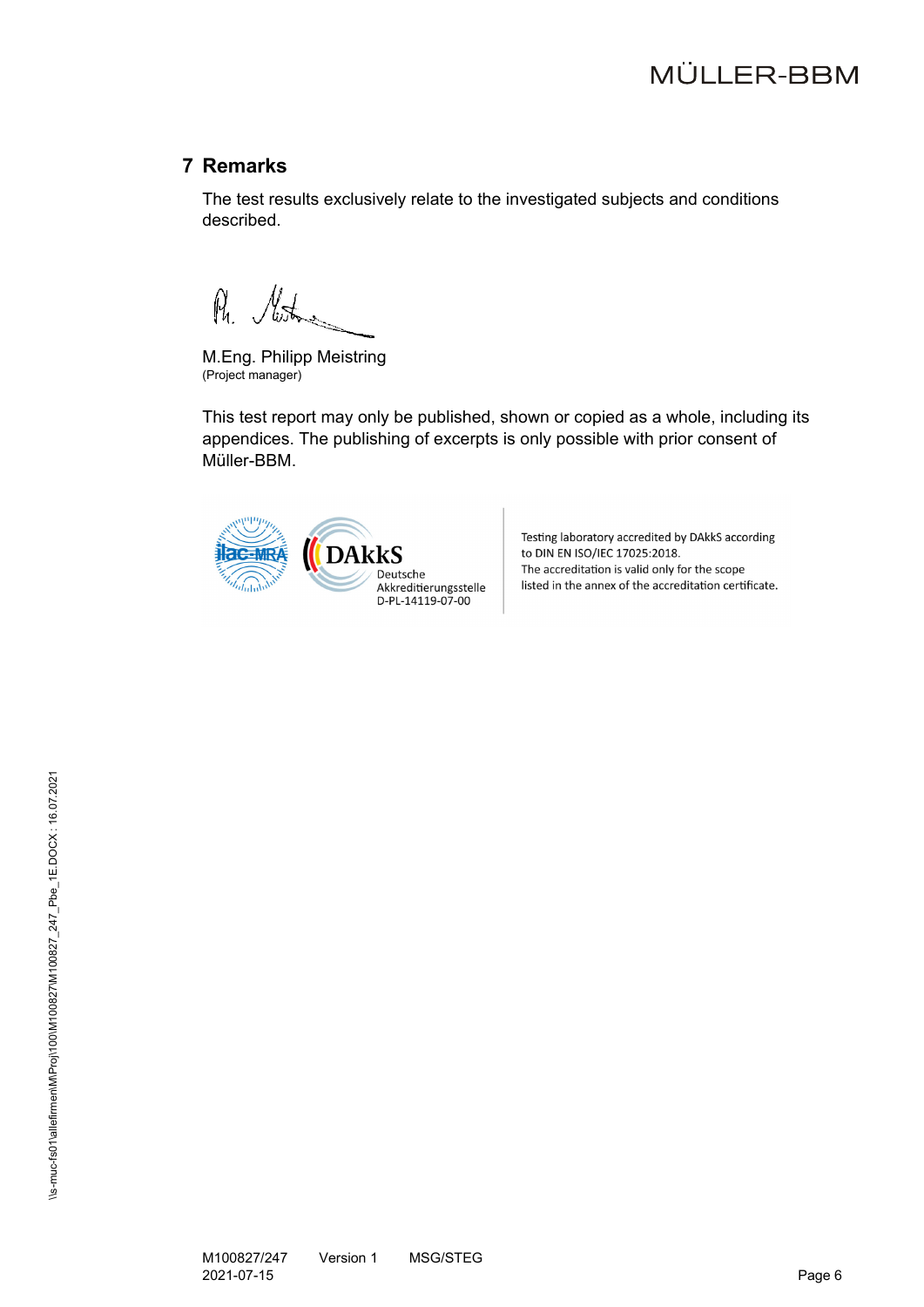## 7 Remarks

The test results exclusively relate to the investigated subjects and conditions described.

M.Eng. Philipp Meistring
(Project manager)

This test report may only be published, shown or copied as a whole, including its appendices. The publishing of excerpts is only possible with prior consent of Müller-BBM.

ilac-MRA DAkkS Deutsche Akkreditierungsstelle D-PL-14119-07-00

Testing laboratory accredited by DAkkS according to DIN EN ISO/IEC 17025:2018. The accreditation is valid only for the scope listed in the annex of the accreditation certificate.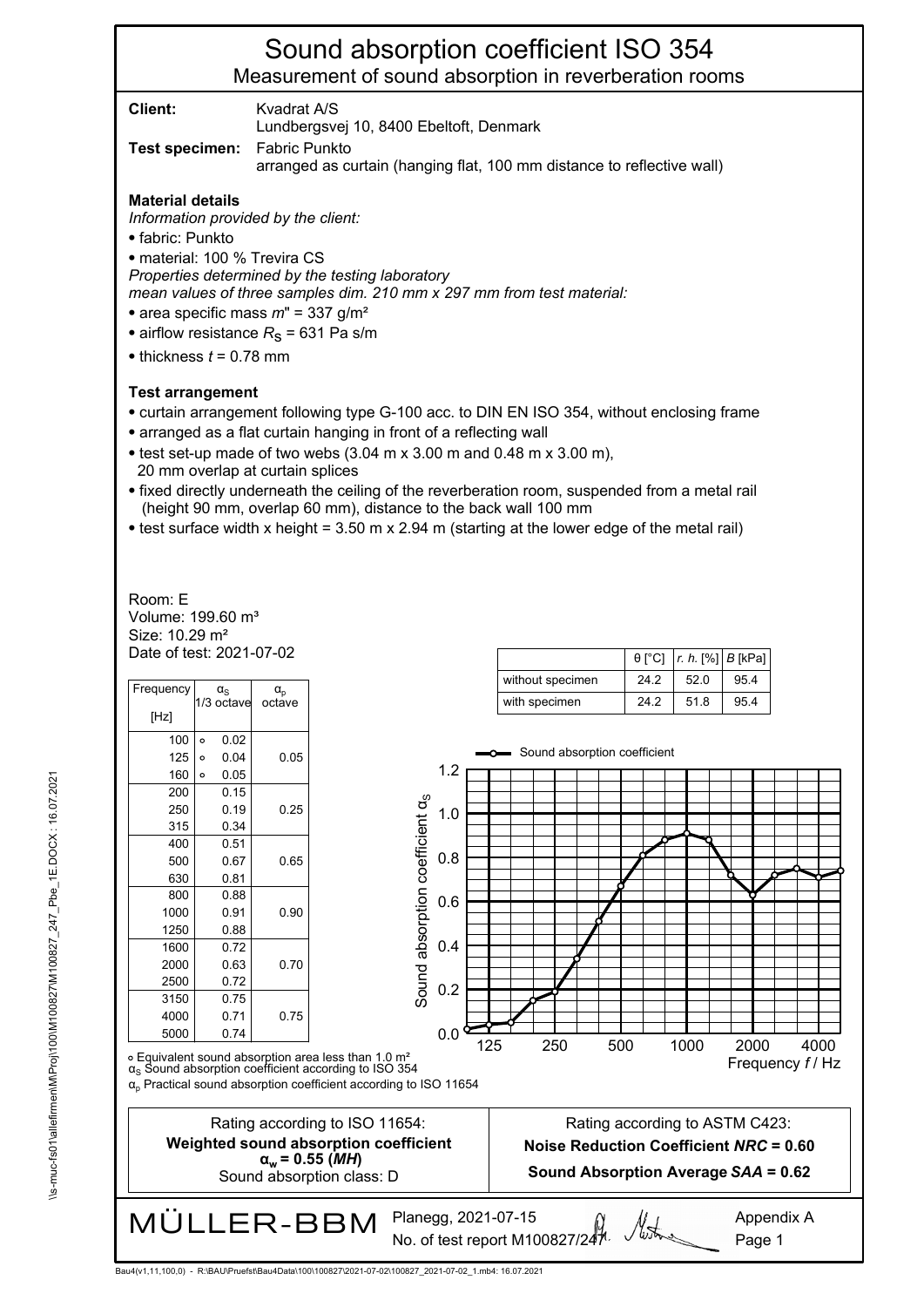# Sound absorption coefficient ISO 354

## Measurement of sound absorption in reverberation rooms

**Client:** Kvadrat A/S
Lundbergsvej 10, 8400 Ebeltoft, Denmark

**Test specimen:** Fabric Punkto
arranged as curtain (hanging flat, 100 mm distance to reflective wall)

### Material details

*Information provided by the client:*

- fabric: Punkto
- material: 100 % Trevira CS

*Properties determined by the testing laboratory*
*mean values of three samples dim. 210 mm x 297 mm from test material:*

- area specific mass $m''$ = 337 g/m²
- airflow resistance $R_S$ = 631 Pa s/m
- thickness $t$ = 0.78 mm

### Test arrangement

- curtain arrangement following type G-100 acc. to DIN EN ISO 354, without enclosing frame
- arranged as a flat curtain hanging in front of a reflecting wall
- test set-up made of two webs (3.04 m x 3.00 m and 0.48 m x 3.00 m), 20 mm overlap at curtain splices
- fixed directly underneath the ceiling of the reverberation room, suspended from a metal rail (height 90 mm, overlap 60 mm), distance to the back wall 100 mm
- test surface width x height = 3.50 m x 2.94 m (starting at the lower edge of the metal rail)

Room: E
Volume: 199.60 m³
Size: 10.29 m²
Date of test: 2021-07-02

| | θ [°C] | *r. h.* [%] | *B* [kPa] |
|---|---|---|---|
| without specimen | 24.2 | 52.0 | 95.4 |
| with specimen | 24.2 | 51.8 | 95.4 |

| Frequency [Hz] | $\alpha_S$ 1/3 octave | $\alpha_p$ octave |
|---|---|---|
| 100 | ∘ 0.02 | |
| 125 | ∘ 0.04 | 0.05 |
| 160 | ∘ 0.05 | |
| 200 | 0.15 | |
| 250 | 0.19 | 0.25 |
| 315 | 0.34 | |
| 400 | 0.51 | |
| 500 | 0.67 | 0.65 |
| 630 | 0.81 | |
| 800 | 0.88 | |
| 1000 | 0.91 | 0.90 |
| 1250 | 0.88 | |
| 1600 | 0.72 | |
| 2000 | 0.63 | 0.70 |
| 2500 | 0.72 | |
| 3150 | 0.75 | |
| 4000 | 0.71 | 0.75 |
| 5000 | 0.74 | |

∘ Equivalent sound absorption area less than 1.0 m²
$\alpha_S$ Sound absorption coefficient according to ISO 354
$\alpha_p$ Practical sound absorption coefficient according to ISO 11654

| Rating according to ISO 11654: | Rating according to ASTM C423: |
|---|---|
| **Weighted sound absorption coefficient $\alpha_w$ = 0.55 (*MH*)** | **Noise Reduction Coefficient *NRC* = 0.60** |
| Sound absorption class: D | **Sound Absorption Average *SAA* = 0.62** |

MÜLLER-BBM Planegg, 2021-07-15
No. of test report M100827/247
Appendix A
Page 1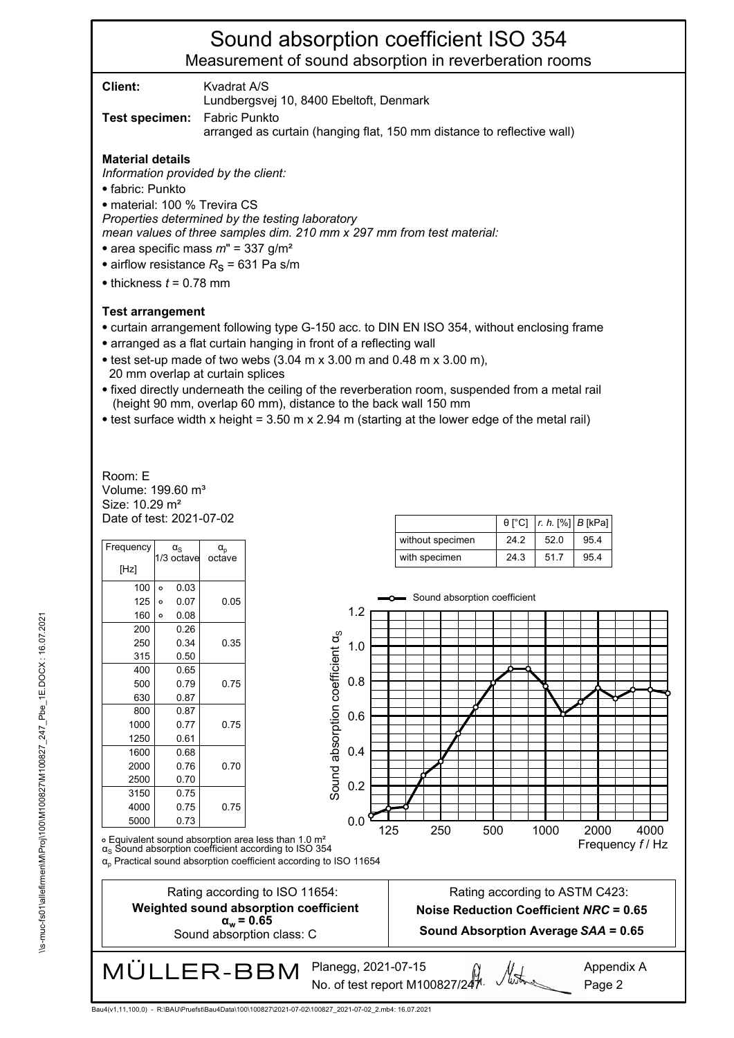# Sound absorption coefficient ISO 354

## Measurement of sound absorption in reverberation rooms

**Client:** Kvadrat A/S
Lundbergsvej 10, 8400 Ebeltoft, Denmark

**Test specimen:** Fabric Punkto
arranged as curtain (hanging flat, 150 mm distance to reflective wall)

**Material details**

*Information provided by the client:*

- fabric: Punkto
- material: 100 % Trevira CS

*Properties determined by the testing laboratory*
*mean values of three samples dim. 210 mm x 297 mm from test material:*

- area specific mass $m''$ = 337 g/m²
- airflow resistance $R_S$ = 631 Pa s/m
- thickness $t$ = 0.78 mm

**Test arrangement**

- curtain arrangement following type G-150 acc. to DIN EN ISO 354, without enclosing frame
- arranged as a flat curtain hanging in front of a reflecting wall
- test set-up made of two webs (3.04 m x 3.00 m and 0.48 m x 3.00 m), 20 mm overlap at curtain splices
- fixed directly underneath the ceiling of the reverberation room, suspended from a metal rail (height 90 mm, overlap 60 mm), distance to the back wall 150 mm
- test surface width x height = 3.50 m x 2.94 m (starting at the lower edge of the metal rail)

Room: E
Volume: 199.60 m³
Size: 10.29 m²
Date of test: 2021-07-02

| | θ [°C] | *r. h.* [%] | *B* [kPa] |
|---|---|---|---|
| without specimen | 24.2 | 52.0 | 95.4 |
| with specimen | 24.3 | 51.7 | 95.4 |

| Frequency [Hz] | $\alpha_S$ 1/3 octave | $\alpha_p$ octave |
|---|---|---|
| 100 | ∘ 0.03 | |
| 125 | ∘ 0.07 | 0.05 |
| 160 | ∘ 0.08 | |
| 200 | 0.26 | |
| 250 | 0.34 | 0.35 |
| 315 | 0.50 | |
| 400 | 0.65 | |
| 500 | 0.79 | 0.75 |
| 630 | 0.87 | |
| 800 | 0.87 | |
| 1000 | 0.77 | 0.75 |
| 1250 | 0.61 | |
| 1600 | 0.68 | |
| 2000 | 0.76 | 0.70 |
| 2500 | 0.70 | |
| 3150 | 0.75 | |
| 4000 | 0.75 | 0.75 |
| 5000 | 0.73 | |

Sound absorption coefficient $\alpha_S$ vs. Frequency $f$ / Hz (graph)

∘ Equivalent sound absorption area less than 1.0 m²
$\alpha_S$ Sound absorption coefficient according to ISO 354
$\alpha_p$ Practical sound absorption coefficient according to ISO 11654

| Rating according to ISO 11654: | Rating according to ASTM C423: |
|---|---|
| **Weighted sound absorption coefficient $\alpha_w$ = 0.65** | **Noise Reduction Coefficient *NRC* = 0.65** |
| Sound absorption class: C | **Sound Absorption Average *SAA* = 0.65** |

MÜLLER-BBM Planegg, 2021-07-15
No. of test report M100827/247

Appendix A
Page 2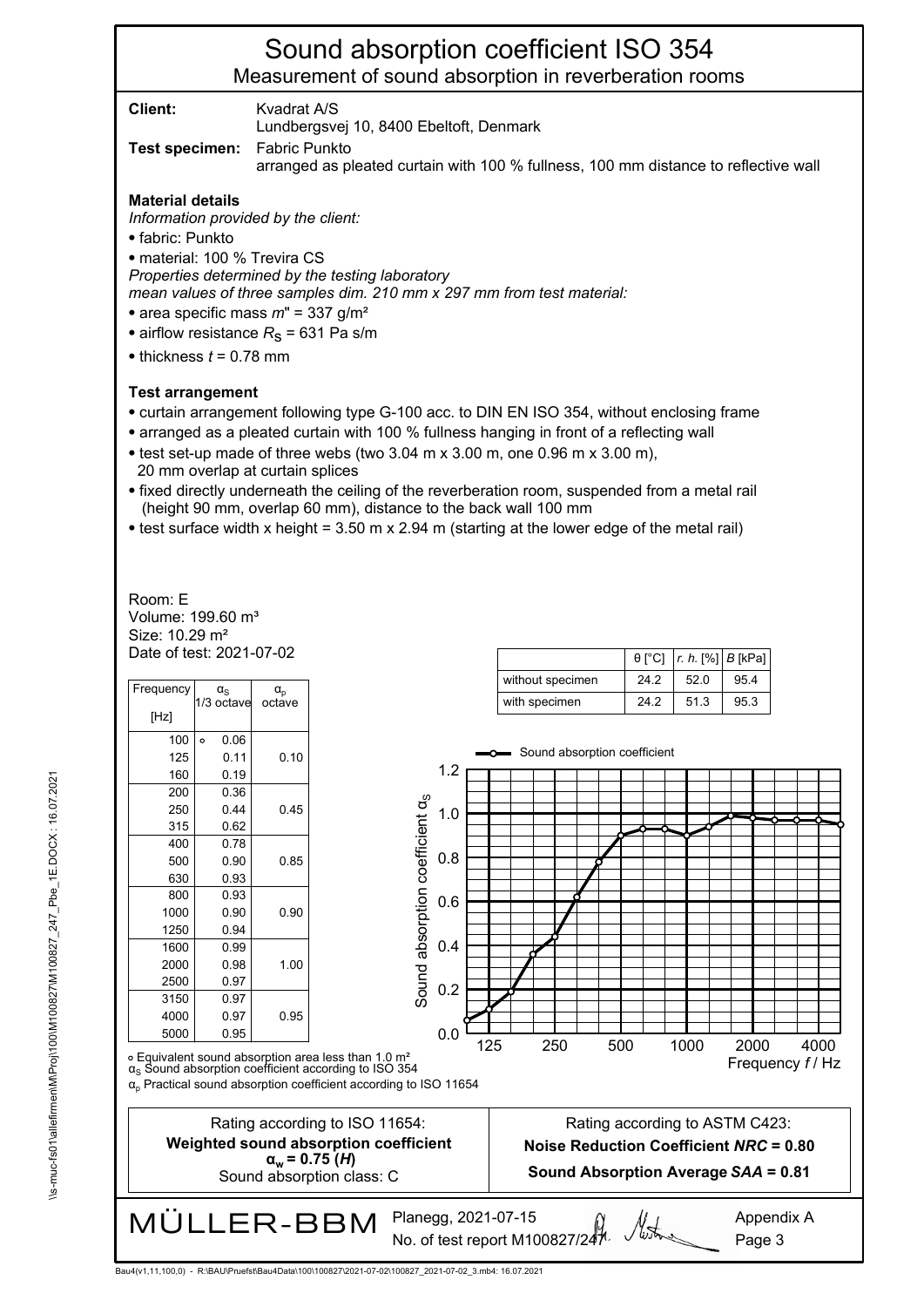# Sound absorption coefficient ISO 354

## Measurement of sound absorption in reverberation rooms

**Client:** Kvadrat A/S
Lundbergsvej 10, 8400 Ebeltoft, Denmark

**Test specimen:** Fabric Punkto
arranged as pleated curtain with 100 % fullness, 100 mm distance to reflective wall

### Material details

*Information provided by the client:*

- fabric: Punkto
- material: 100 % Trevira CS

*Properties determined by the testing laboratory*
*mean values of three samples dim. 210 mm x 297 mm from test material:*

- area specific mass $m'' = 337$ g/m²
- airflow resistance $R_S = 631$ Pa s/m
- thickness $t = 0.78$ mm

### Test arrangement

- curtain arrangement following type G-100 acc. to DIN EN ISO 354, without enclosing frame
- arranged as a pleated curtain with 100 % fullness hanging in front of a reflecting wall
- test set-up made of three webs (two 3.04 m x 3.00 m, one 0.96 m x 3.00 m), 20 mm overlap at curtain splices
- fixed directly underneath the ceiling of the reverberation room, suspended from a metal rail (height 90 mm, overlap 60 mm), distance to the back wall 100 mm
- test surface width x height = 3.50 m x 2.94 m (starting at the lower edge of the metal rail)

Room: E
Volume: 199.60 m³
Size: 10.29 m²
Date of test: 2021-07-02

| | θ [°C] | *r. h.* [%] | *B* [kPa] |
|---|---|---|---|
| without specimen | 24.2 | 52.0 | 95.4 |
| with specimen | 24.2 | 51.3 | 95.3 |

| Frequency [Hz] | $\alpha_S$ 1/3 octave | $\alpha_p$ octave |
|---|---|---|
| 100 | ∘ 0.06 | |
| 125 | 0.11 | 0.10 |
| 160 | 0.19 | |
| 200 | 0.36 | |
| 250 | 0.44 | 0.45 |
| 315 | 0.62 | |
| 400 | 0.78 | |
| 500 | 0.90 | 0.85 |
| 630 | 0.93 | |
| 800 | 0.93 | |
| 1000 | 0.90 | 0.90 |
| 1250 | 0.94 | |
| 1600 | 0.99 | |
| 2000 | 0.98 | 1.00 |
| 2500 | 0.97 | |
| 3150 | 0.97 | |
| 4000 | 0.97 | 0.95 |
| 5000 | 0.95 | |

∘ Equivalent sound absorption area less than 1.0 m²
$\alpha_S$ Sound absorption coefficient according to ISO 354
$\alpha_p$ Practical sound absorption coefficient according to ISO 11654

| Rating according to ISO 11654: | Rating according to ASTM C423: |
|---|---|
| **Weighted sound absorption coefficient $\alpha_w$ = 0.75 (*H*)** | **Noise Reduction Coefficient *NRC* = 0.80** |
| Sound absorption class: C | **Sound Absorption Average *SAA* = 0.81** |

MÜLLER-BBM Planegg, 2021-07-15
No. of test report M100827/247
Appendix A
Page 3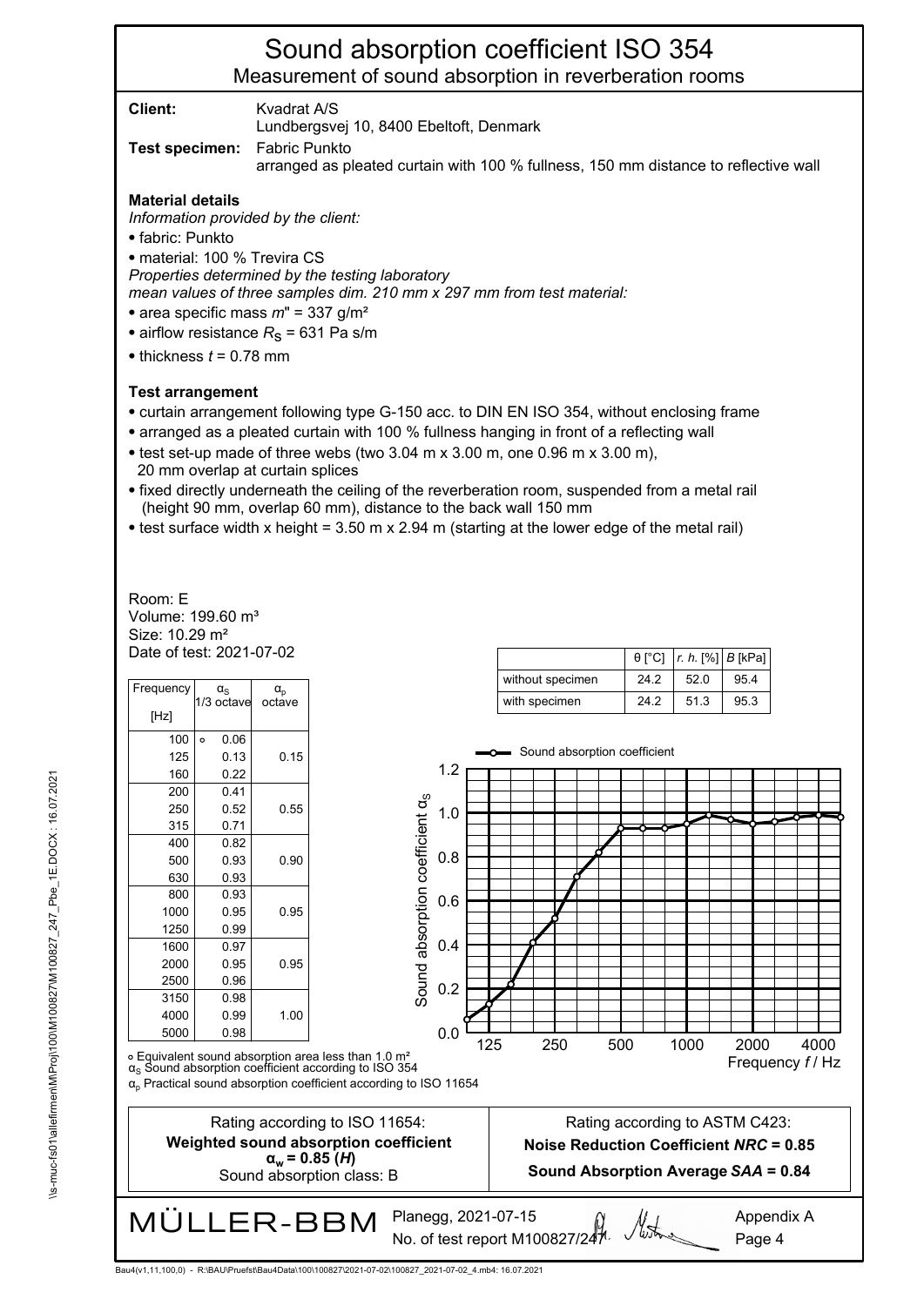# Sound absorption coefficient ISO 354

## Measurement of sound absorption in reverberation rooms

**Client:** Kvadrat A/S
Lundbergsvej 10, 8400 Ebeltoft, Denmark

**Test specimen:** Fabric Punkto
arranged as pleated curtain with 100 % fullness, 150 mm distance to reflective wall

**Material details**

*Information provided by the client:*

- fabric: Punkto
- material: 100 % Trevira CS

*Properties determined by the testing laboratory*
*mean values of three samples dim. 210 mm x 297 mm from test material:*

- area specific mass $m''$ = 337 g/m²
- airflow resistance $R_S$ = 631 Pa s/m
- thickness $t$ = 0.78 mm

**Test arrangement**

- curtain arrangement following type G-150 acc. to DIN EN ISO 354, without enclosing frame
- arranged as a pleated curtain with 100 % fullness hanging in front of a reflecting wall
- test set-up made of three webs (two 3.04 m x 3.00 m, one 0.96 m x 3.00 m), 20 mm overlap at curtain splices
- fixed directly underneath the ceiling of the reverberation room, suspended from a metal rail (height 90 mm, overlap 60 mm), distance to the back wall 150 mm
- test surface width x height = 3.50 m x 2.94 m (starting at the lower edge of the metal rail)

Room: E
Volume: 199.60 m³
Size: 10.29 m²
Date of test: 2021-07-02

| | θ [°C] | *r. h.* [%] | *B* [kPa] |
|---|---|---|---|
| without specimen | 24.2 | 52.0 | 95.4 |
| with specimen | 24.2 | 51.3 | 95.3 |

| Frequency [Hz] | $\alpha_S$ 1/3 octave | $\alpha_p$ octave |
|---|---|---|
| 100 | ∘ 0.06 | |
| 125 | 0.13 | 0.15 |
| 160 | 0.22 | |
| 200 | 0.41 | |
| 250 | 0.52 | 0.55 |
| 315 | 0.71 | |
| 400 | 0.82 | |
| 500 | 0.93 | 0.90 |
| 630 | 0.93 | |
| 800 | 0.93 | |
| 1000 | 0.95 | 0.95 |
| 1250 | 0.99 | |
| 1600 | 0.97 | |
| 2000 | 0.95 | 0.95 |
| 2500 | 0.96 | |
| 3150 | 0.98 | |
| 4000 | 0.99 | 1.00 |
| 5000 | 0.98 | |

∘ Equivalent sound absorption area less than 1.0 m²
$\alpha_S$ Sound absorption coefficient according to ISO 354
$\alpha_p$ Practical sound absorption coefficient according to ISO 11654

| Rating according to ISO 11654: | Rating according to ASTM C423: |
|---|---|
| **Weighted sound absorption coefficient $\alpha_w$ = 0.85 (*H*)** | **Noise Reduction Coefficient *NRC* = 0.85** |
| Sound absorption class: B | **Sound Absorption Average *SAA* = 0.84** |

MÜLLER-BBM Planegg, 2021-07-15
No. of test report M100827/247

Appendix A
Page 4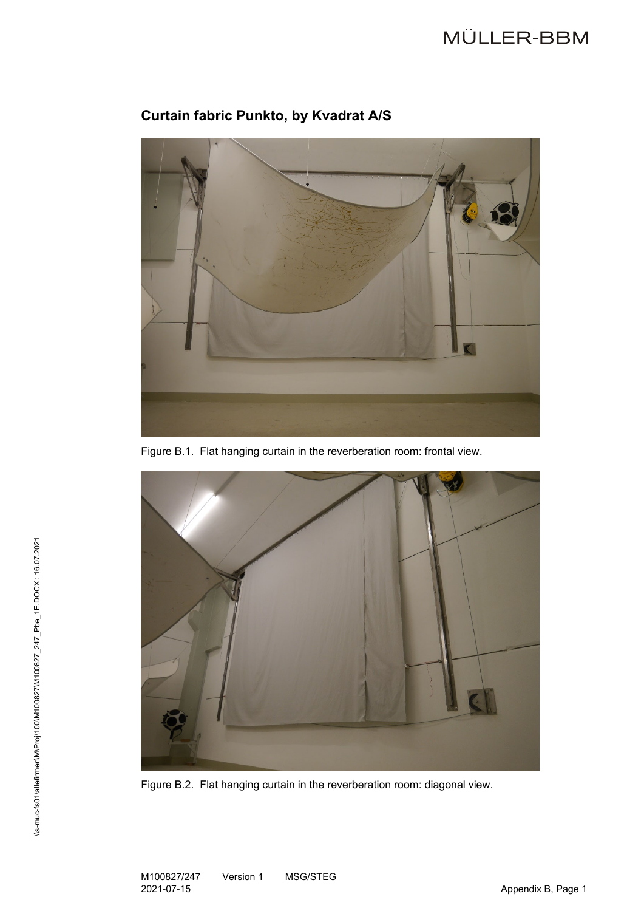## Curtain fabric Punkto, by Kvadrat A/S

Figure B.1. Flat hanging curtain in the reverberation room: frontal view.

Figure B.2. Flat hanging curtain in the reverberation room: diagonal view.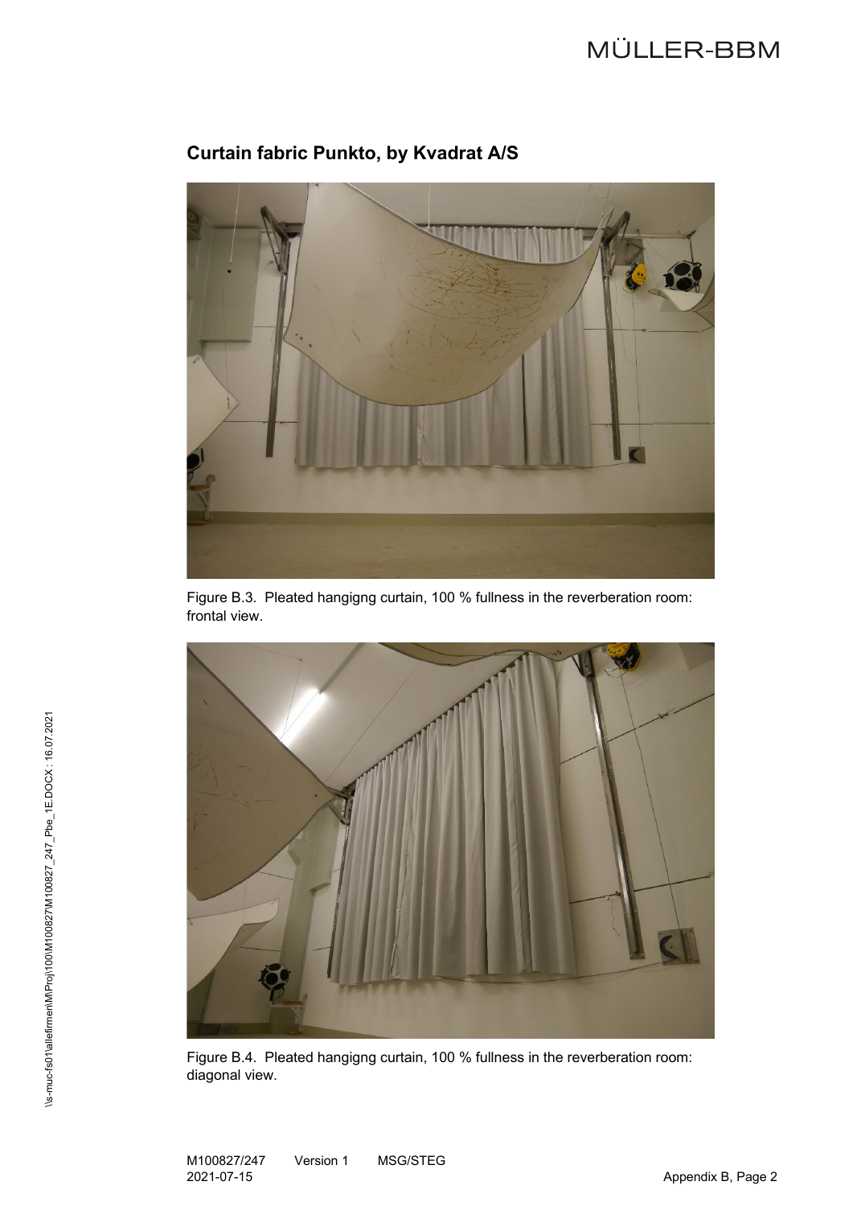## Curtain fabric Punkto, by Kvadrat A/S

Figure B.3. Pleated hangigng curtain, 100 % fullness in the reverberation room: frontal view.

Figure B.4. Pleated hangigng curtain, 100 % fullness in the reverberation room: diagonal view.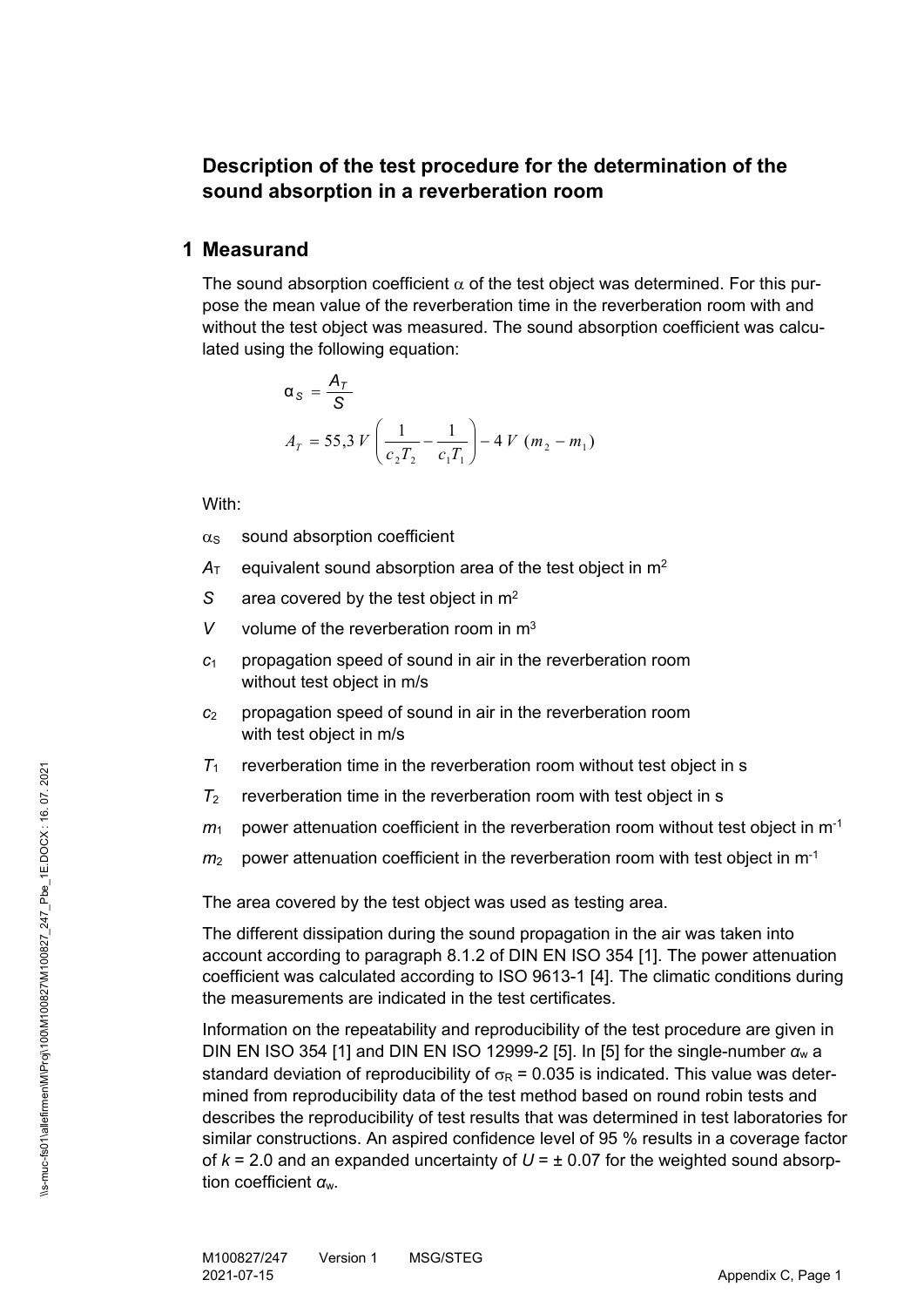## Description of the test procedure for the determination of the sound absorption in a reverberation room

## 1 Measurand

The sound absorption coefficient $\alpha$ of the test object was determined. For this purpose the mean value of the reverberation time in the reverberation room with and without the test object was measured. The sound absorption coefficient was calculated using the following equation:

$$\alpha_S = \frac{A_T}{S}$$

$$A_T = 55{,}3\, V \left( \frac{1}{c_2 T_2} - \frac{1}{c_1 T_1} \right) - 4\, V\, (m_2 - m_1)$$

With:

- $\alpha_S$ sound absorption coefficient
- $A_T$ equivalent sound absorption area of the test object in $m^2$
- $S$ area covered by the test object in $m^2$
- $V$ volume of the reverberation room in $m^3$
- $c_1$ propagation speed of sound in air in the reverberation room without test object in m/s
- $c_2$ propagation speed of sound in air in the reverberation room with test object in m/s
- $T_1$ reverberation time in the reverberation room without test object in s
- $T_2$ reverberation time in the reverberation room with test object in s
- $m_1$ power attenuation coefficient in the reverberation room without test object in $m^{-1}$
- $m_2$ power attenuation coefficient in the reverberation room with test object in $m^{-1}$

The area covered by the test object was used as testing area.

The different dissipation during the sound propagation in the air was taken into account according to paragraph 8.1.2 of DIN EN ISO 354 [1]. The power attenuation coefficient was calculated according to ISO 9613-1 [4]. The climatic conditions during the measurements are indicated in the test certificates.

Information on the repeatability and reproducibility of the test procedure are given in DIN EN ISO 354 [1] and DIN EN ISO 12999-2 [5]. In [5] for the single-number $\alpha_w$ a standard deviation of reproducibility of $\sigma_R = 0.035$ is indicated. This value was determined from reproducibility data of the test method based on round robin tests and describes the reproducibility of test results that was determined in test laboratories for similar constructions. An aspired confidence level of 95 % results in a coverage factor of $k = 2.0$ and an expanded uncertainty of $U = \pm\, 0.07$ for the weighted sound absorption coefficient $\alpha_w$.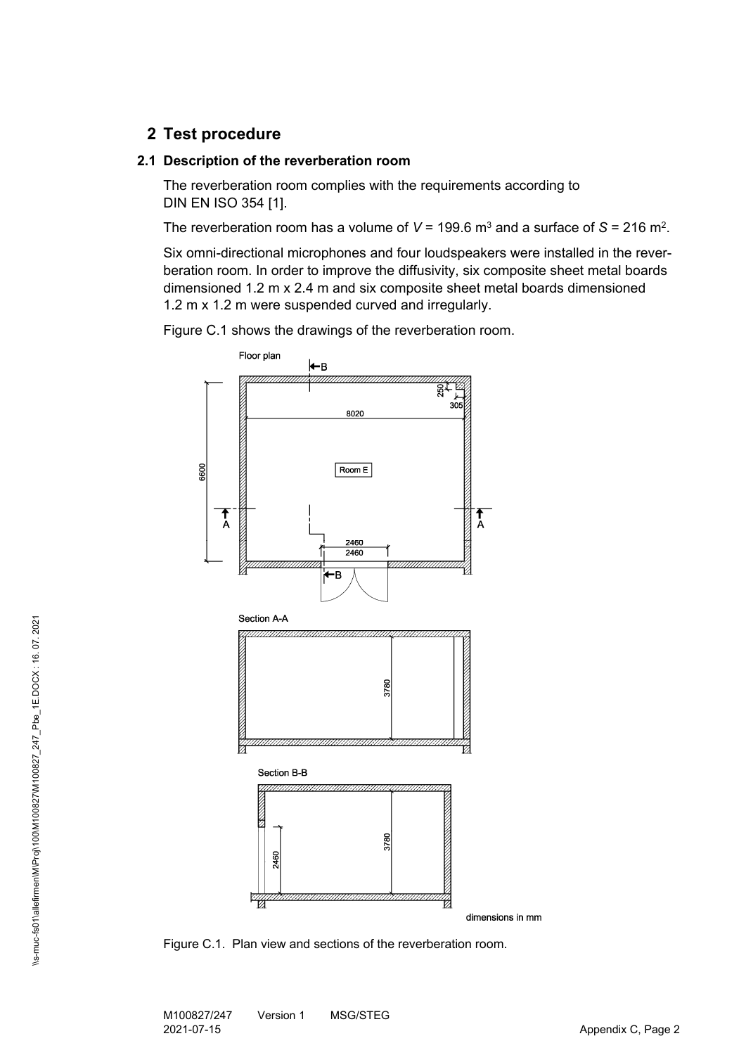## 2 Test procedure

### 2.1 Description of the reverberation room

The reverberation room complies with the requirements according to DIN EN ISO 354 [1].

The reverberation room has a volume of $V$ = 199.6 m$^3$ and a surface of $S$ = 216 m$^2$.

Six omni-directional microphones and four loudspeakers were installed in the reverberation room. In order to improve the diffusivity, six composite sheet metal boards dimensioned 1.2 m x 2.4 m and six composite sheet metal boards dimensioned 1.2 m x 1.2 m were suspended curved and irregularly.

Figure C.1 shows the drawings of the reverberation room.

Figure C.1. Plan view and sections of the reverberation room.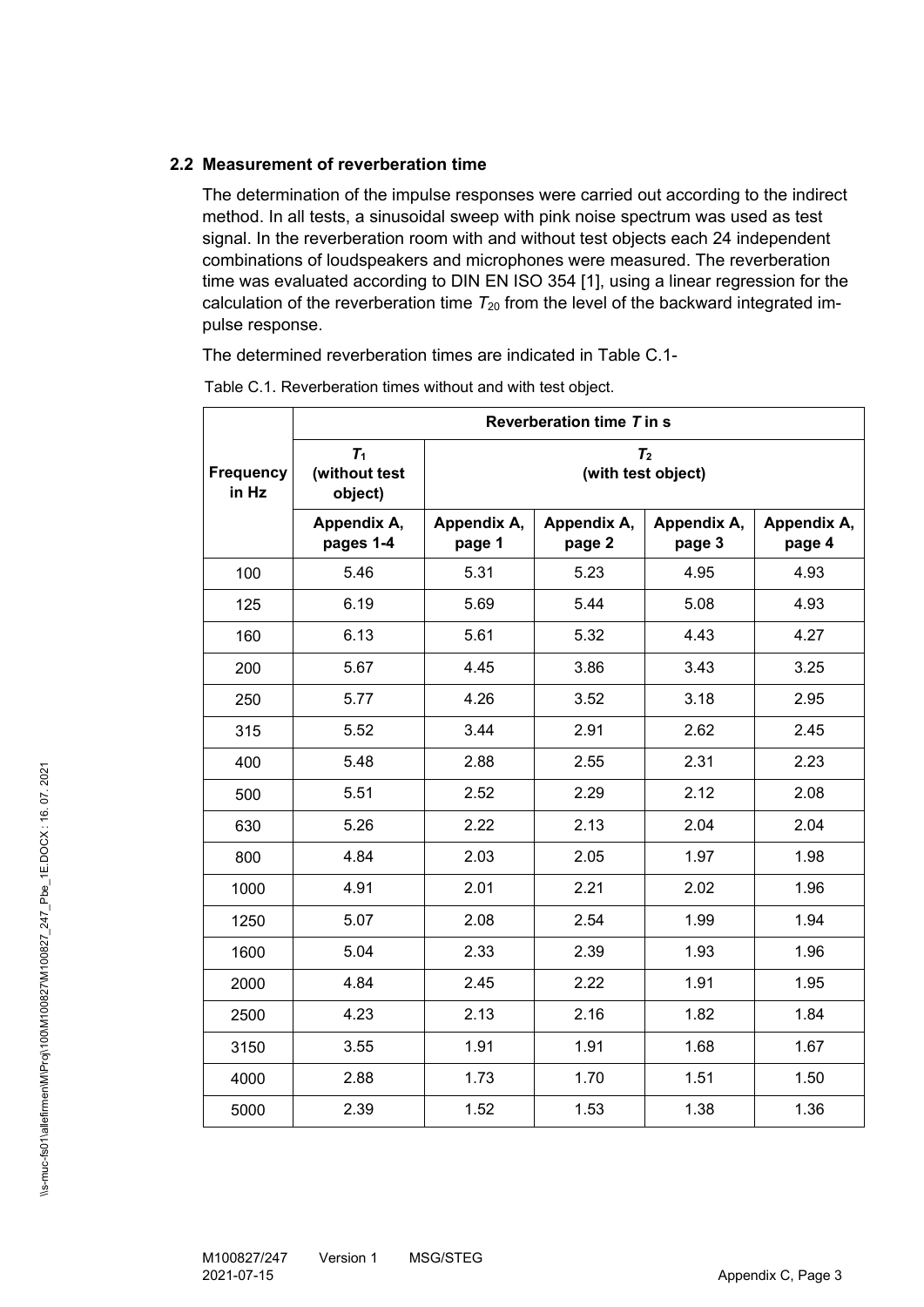## 2.2 Measurement of reverberation time

The determination of the impulse responses were carried out according to the indirect method. In all tests, a sinusoidal sweep with pink noise spectrum was used as test signal. In the reverberation room with and without test objects each 24 independent combinations of loudspeakers and microphones were measured. The reverberation time was evaluated according to DIN EN ISO 354 [1], using a linear regression for the calculation of the reverberation time $T_{20}$ from the level of the backward integrated impulse response.

The determined reverberation times are indicated in Table C.1-

Table C.1. Reverberation times without and with test object.

| Frequency in Hz | Reverberation time *T* in s | | | | |
|---|---|---|---|---|---|
| | $T_1$ (without test object) | $T_2$ (with test object) | | | |
| | Appendix A, pages 1-4 | Appendix A, page 1 | Appendix A, page 2 | Appendix A, page 3 | Appendix A, page 4 |
| 100 | 5.46 | 5.31 | 5.23 | 4.95 | 4.93 |
| 125 | 6.19 | 5.69 | 5.44 | 5.08 | 4.93 |
| 160 | 6.13 | 5.61 | 5.32 | 4.43 | 4.27 |
| 200 | 5.67 | 4.45 | 3.86 | 3.43 | 3.25 |
| 250 | 5.77 | 4.26 | 3.52 | 3.18 | 2.95 |
| 315 | 5.52 | 3.44 | 2.91 | 2.62 | 2.45 |
| 400 | 5.48 | 2.88 | 2.55 | 2.31 | 2.23 |
| 500 | 5.51 | 2.52 | 2.29 | 2.12 | 2.08 |
| 630 | 5.26 | 2.22 | 2.13 | 2.04 | 2.04 |
| 800 | 4.84 | 2.03 | 2.05 | 1.97 | 1.98 |
| 1000 | 4.91 | 2.01 | 2.21 | 2.02 | 1.96 |
| 1250 | 5.07 | 2.08 | 2.54 | 1.99 | 1.94 |
| 1600 | 5.04 | 2.33 | 2.39 | 1.93 | 1.96 |
| 2000 | 4.84 | 2.45 | 2.22 | 1.91 | 1.95 |
| 2500 | 4.23 | 2.13 | 2.16 | 1.82 | 1.84 |
| 3150 | 3.55 | 1.91 | 1.91 | 1.68 | 1.67 |
| 4000 | 2.88 | 1.73 | 1.70 | 1.51 | 1.50 |
| 5000 | 2.39 | 1.52 | 1.53 | 1.38 | 1.36 |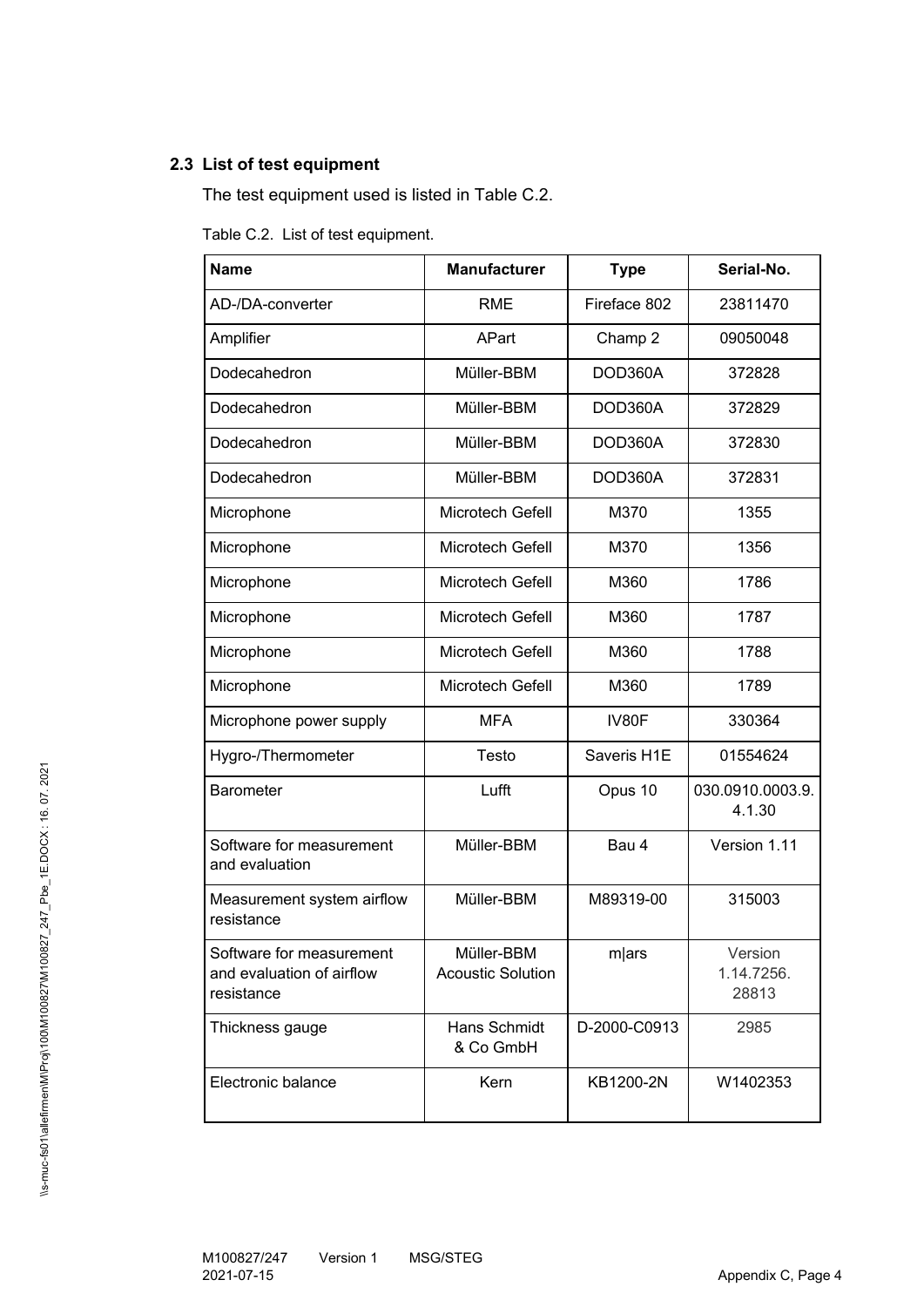## 2.3 List of test equipment

The test equipment used is listed in Table C.2.

Table C.2. List of test equipment.

| Name | Manufacturer | Type | Serial-No. |
|---|---|---|---|
| AD-/DA-converter | RME | Fireface 802 | 23811470 |
| Amplifier | APart | Champ 2 | 09050048 |
| Dodecahedron | Müller-BBM | DOD360A | 372828 |
| Dodecahedron | Müller-BBM | DOD360A | 372829 |
| Dodecahedron | Müller-BBM | DOD360A | 372830 |
| Dodecahedron | Müller-BBM | DOD360A | 372831 |
| Microphone | Microtech Gefell | M370 | 1355 |
| Microphone | Microtech Gefell | M370 | 1356 |
| Microphone | Microtech Gefell | M360 | 1786 |
| Microphone | Microtech Gefell | M360 | 1787 |
| Microphone | Microtech Gefell | M360 | 1788 |
| Microphone | Microtech Gefell | M360 | 1789 |
| Microphone power supply | MFA | IV80F | 330364 |
| Hygro-/Thermometer | Testo | Saveris H1E | 01554624 |
| Barometer | Lufft | Opus 10 | 030.0910.0003.9.4.1.30 |
| Software for measurement and evaluation | Müller-BBM | Bau 4 | Version 1.11 |
| Measurement system airflow resistance | Müller-BBM | M89319-00 | 315003 |
| Software for measurement and evaluation of airflow resistance | Müller-BBM Acoustic Solution | m\|ars | Version 1.14.7256.28813 |
| Thickness gauge | Hans Schmidt & Co GmbH | D-2000-C0913 | 2985 |
| Electronic balance | Kern | KB1200-2N | W1402353 |